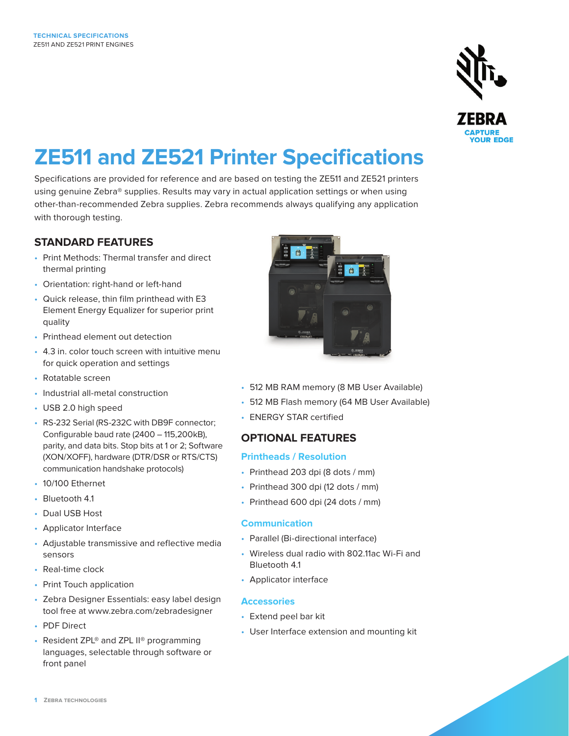TECHNICAL SPECIFICATIONS
ZE511 AND ZE521 PRINT ENGINES

# ZE511 and ZE521 Printer Specifications

Specifications are provided for reference and are based on testing the ZE511 and ZE521 printers using genuine Zebra® supplies. Results may vary in actual application settings or when using other-than-recommended Zebra supplies. Zebra recommends always qualifying any application with thorough testing.

## STANDARD FEATURES

- Print Methods: Thermal transfer and direct thermal printing
- Orientation: right-hand or left-hand
- Quick release, thin film printhead with E3 Element Energy Equalizer for superior print quality
- Printhead element out detection
- 4.3 in. color touch screen with intuitive menu for quick operation and settings
- Rotatable screen
- Industrial all-metal construction
- USB 2.0 high speed
- RS-232 Serial (RS-232C with DB9F connector; Configurable baud rate (2400 – 115,200kB), parity, and data bits. Stop bits at 1 or 2; Software (XON/XOFF), hardware (DTR/DSR or RTS/CTS) communication handshake protocols)
- 10/100 Ethernet
- Bluetooth 4.1
- Dual USB Host
- Applicator Interface
- Adjustable transmissive and reflective media sensors
- Real-time clock
- Print Touch application
- Zebra Designer Essentials: easy label design tool free at www.zebra.com/zebradesigner
- PDF Direct
- Resident ZPL® and ZPL II® programming languages, selectable through software or front panel
- 512 MB RAM memory (8 MB User Available)
- 512 MB Flash memory (64 MB User Available)
- ENERGY STAR certified

## OPTIONAL FEATURES

### Printheads / Resolution

- Printhead 203 dpi (8 dots / mm)
- Printhead 300 dpi (12 dots / mm)
- Printhead 600 dpi (24 dots / mm)

### Communication

- Parallel (Bi-directional interface)
- Wireless dual radio with 802.11ac Wi-Fi and Bluetooth 4.1
- Applicator interface

### Accessories

- Extend peel bar kit
- User Interface extension and mounting kit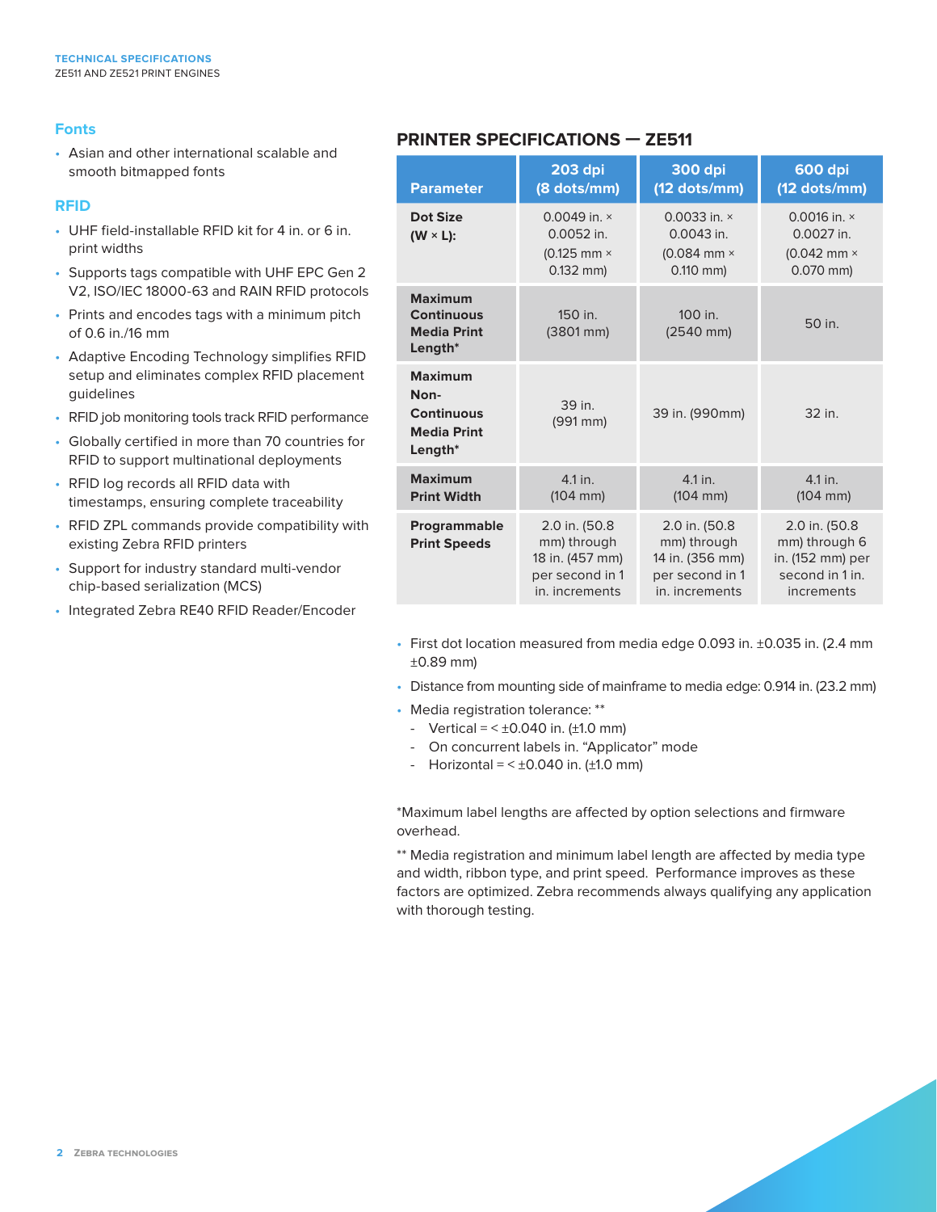## Fonts

- Asian and other international scalable and smooth bitmapped fonts

## RFID

- UHF field-installable RFID kit for 4 in. or 6 in. print widths
- Supports tags compatible with UHF EPC Gen 2 V2, ISO/IEC 18000-63 and RAIN RFID protocols
- Prints and encodes tags with a minimum pitch of 0.6 in./16 mm
- Adaptive Encoding Technology simplifies RFID setup and eliminates complex RFID placement guidelines
- RFID job monitoring tools track RFID performance
- Globally certified in more than 70 countries for RFID to support multinational deployments
- RFID log records all RFID data with timestamps, ensuring complete traceability
- RFID ZPL commands provide compatibility with existing Zebra RFID printers
- Support for industry standard multi-vendor chip-based serialization (MCS)
- Integrated Zebra RE40 RFID Reader/Encoder

## PRINTER SPECIFICATIONS — ZE511

| Parameter | 203 dpi (8 dots/mm) | 300 dpi (12 dots/mm) | 600 dpi (12 dots/mm) |
|---|---|---|---|
| **Dot Size (W × L):** | 0.0049 in. × 0.0052 in. (0.125 mm × 0.132 mm) | 0.0033 in. × 0.0043 in. (0.084 mm × 0.110 mm) | 0.0016 in. × 0.0027 in. (0.042 mm × 0.070 mm) |
| **Maximum Continuous Media Print Length*** | 150 in. (3801 mm) | 100 in. (2540 mm) | 50 in. |
| **Maximum Non-Continuous Media Print Length*** | 39 in. (991 mm) | 39 in. (990mm) | 32 in. |
| **Maximum Print Width** | 4.1 in. (104 mm) | 4.1 in. (104 mm) | 4.1 in. (104 mm) |
| **Programmable Print Speeds** | 2.0 in. (50.8 mm) through 18 in. (457 mm) per second in 1 in. increments | 2.0 in. (50.8 mm) through 14 in. (356 mm) per second in 1 in. increments | 2.0 in. (50.8 mm) through 6 in. (152 mm) per second in 1 in. increments |

- First dot location measured from media edge 0.093 in. ±0.035 in. (2.4 mm ±0.89 mm)
- Distance from mounting side of mainframe to media edge: 0.914 in. (23.2 mm)
- Media registration tolerance: **
  - Vertical = < ±0.040 in. (±1.0 mm)
  - On concurrent labels in. "Applicator" mode
  - Horizontal = < ±0.040 in. (±1.0 mm)

*Maximum label lengths are affected by option selections and firmware overhead.

** Media registration and minimum label length are affected by media type and width, ribbon type, and print speed. Performance improves as these factors are optimized. Zebra recommends always qualifying any application with thorough testing.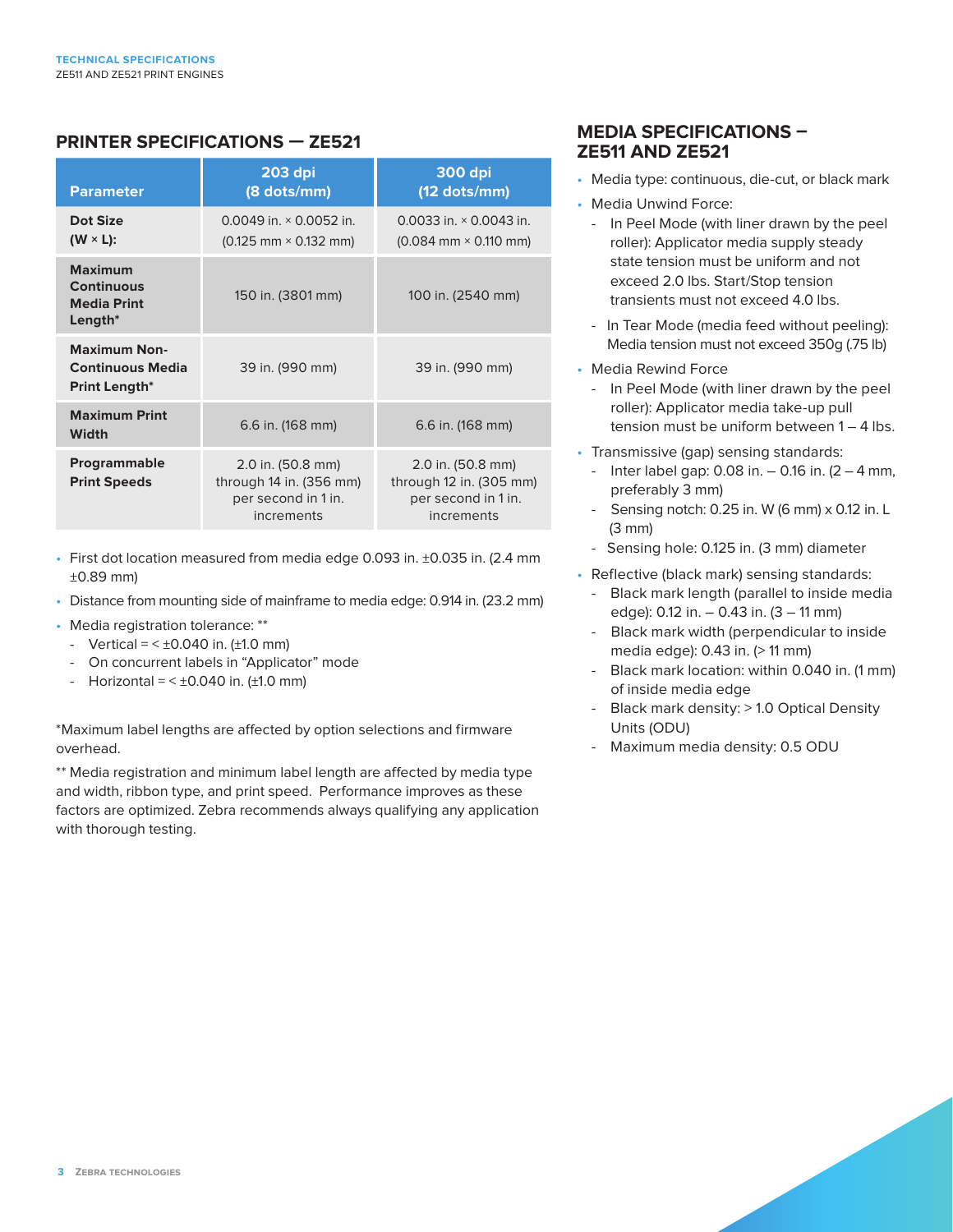## PRINTER SPECIFICATIONS — ZE521

| Parameter | 203 dpi (8 dots/mm) | 300 dpi (12 dots/mm) |
|---|---|---|
| **Dot Size (W × L):** | 0.0049 in. × 0.0052 in. (0.125 mm × 0.132 mm) | 0.0033 in. × 0.0043 in. (0.084 mm × 0.110 mm) |
| **Maximum Continuous Media Print Length*** | 150 in. (3801 mm) | 100 in. (2540 mm) |
| **Maximum Non-Continuous Media Print Length*** | 39 in. (990 mm) | 39 in. (990 mm) |
| **Maximum Print Width** | 6.6 in. (168 mm) | 6.6 in. (168 mm) |
| **Programmable Print Speeds** | 2.0 in. (50.8 mm) through 14 in. (356 mm) per second in 1 in. increments | 2.0 in. (50.8 mm) through 12 in. (305 mm) per second in 1 in. increments |

- First dot location measured from media edge 0.093 in. ±0.035 in. (2.4 mm ±0.89 mm)
- Distance from mounting side of mainframe to media edge: 0.914 in. (23.2 mm)
- Media registration tolerance: **
  - Vertical = < ±0.040 in. (±1.0 mm)
  - On concurrent labels in "Applicator" mode
  - Horizontal = < ±0.040 in. (±1.0 mm)

*Maximum label lengths are affected by option selections and firmware overhead.

** Media registration and minimum label length are affected by media type and width, ribbon type, and print speed. Performance improves as these factors are optimized. Zebra recommends always qualifying any application with thorough testing.

## MEDIA SPECIFICATIONS – ZE511 AND ZE521

- Media type: continuous, die-cut, or black mark
- Media Unwind Force:
  - In Peel Mode (with liner drawn by the peel roller): Applicator media supply steady state tension must be uniform and not exceed 2.0 lbs. Start/Stop tension transients must not exceed 4.0 lbs.
  - In Tear Mode (media feed without peeling): Media tension must not exceed 350g (.75 lb)
- Media Rewind Force
  - In Peel Mode (with liner drawn by the peel roller): Applicator media take-up pull tension must be uniform between 1 – 4 lbs.
- Transmissive (gap) sensing standards:
  - Inter label gap: 0.08 in. – 0.16 in. (2 – 4 mm, preferably 3 mm)
  - Sensing notch: 0.25 in. W (6 mm) x 0.12 in. L (3 mm)
  - Sensing hole: 0.125 in. (3 mm) diameter
- Reflective (black mark) sensing standards:
  - Black mark length (parallel to inside media edge): 0.12 in. – 0.43 in. (3 – 11 mm)
  - Black mark width (perpendicular to inside media edge): 0.43 in. (> 11 mm)
  - Black mark location: within 0.040 in. (1 mm) of inside media edge
  - Black mark density: > 1.0 Optical Density Units (ODU)
  - Maximum media density: 0.5 ODU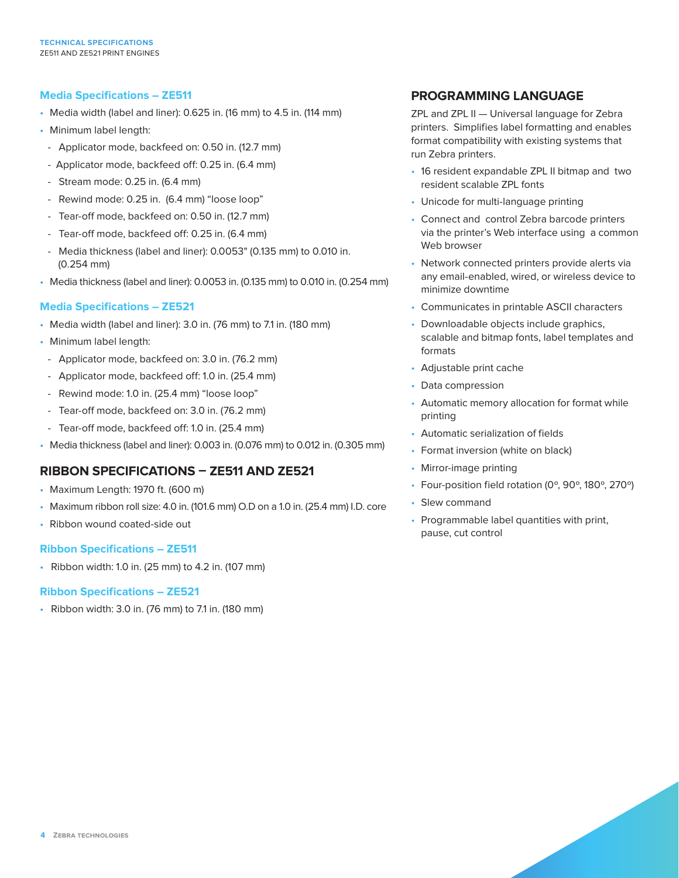### Media Specifications – ZE511

- Media width (label and liner): 0.625 in. (16 mm) to 4.5 in. (114 mm)
- Minimum label length:
  - Applicator mode, backfeed on: 0.50 in. (12.7 mm)
  - Applicator mode, backfeed off: 0.25 in. (6.4 mm)
  - Stream mode: 0.25 in. (6.4 mm)
  - Rewind mode: 0.25 in. (6.4 mm) "loose loop"
  - Tear-off mode, backfeed on: 0.50 in. (12.7 mm)
  - Tear-off mode, backfeed off: 0.25 in. (6.4 mm)
  - Media thickness (label and liner): 0.0053" (0.135 mm) to 0.010 in. (0.254 mm)
- Media thickness (label and liner): 0.0053 in. (0.135 mm) to 0.010 in. (0.254 mm)

### Media Specifications – ZE521

- Media width (label and liner): 3.0 in. (76 mm) to 7.1 in. (180 mm)
- Minimum label length:
  - Applicator mode, backfeed on: 3.0 in. (76.2 mm)
  - Applicator mode, backfeed off: 1.0 in. (25.4 mm)
  - Rewind mode: 1.0 in. (25.4 mm) "loose loop"
  - Tear-off mode, backfeed on: 3.0 in. (76.2 mm)
  - Tear-off mode, backfeed off: 1.0 in. (25.4 mm)
- Media thickness (label and liner): 0.003 in. (0.076 mm) to 0.012 in. (0.305 mm)

## RIBBON SPECIFICATIONS – ZE511 AND ZE521

- Maximum Length: 1970 ft. (600 m)
- Maximum ribbon roll size: 4.0 in. (101.6 mm) O.D on a 1.0 in. (25.4 mm) I.D. core
- Ribbon wound coated-side out

### Ribbon Specifications – ZE511

- Ribbon width: 1.0 in. (25 mm) to 4.2 in. (107 mm)

### Ribbon Specifications – ZE521

- Ribbon width: 3.0 in. (76 mm) to 7.1 in. (180 mm)

## PROGRAMMING LANGUAGE

ZPL and ZPL II — Universal language for Zebra printers. Simplifies label formatting and enables format compatibility with existing systems that run Zebra printers.

- 16 resident expandable ZPL II bitmap and two resident scalable ZPL fonts
- Unicode for multi-language printing
- Connect and control Zebra barcode printers via the printer's Web interface using a common Web browser
- Network connected printers provide alerts via any email-enabled, wired, or wireless device to minimize downtime
- Communicates in printable ASCII characters
- Downloadable objects include graphics, scalable and bitmap fonts, label templates and formats
- Adjustable print cache
- Data compression
- Automatic memory allocation for format while printing
- Automatic serialization of fields
- Format inversion (white on black)
- Mirror-image printing
- Four-position field rotation (0º, 90º, 180º, 270º)
- Slew command
- Programmable label quantities with print, pause, cut control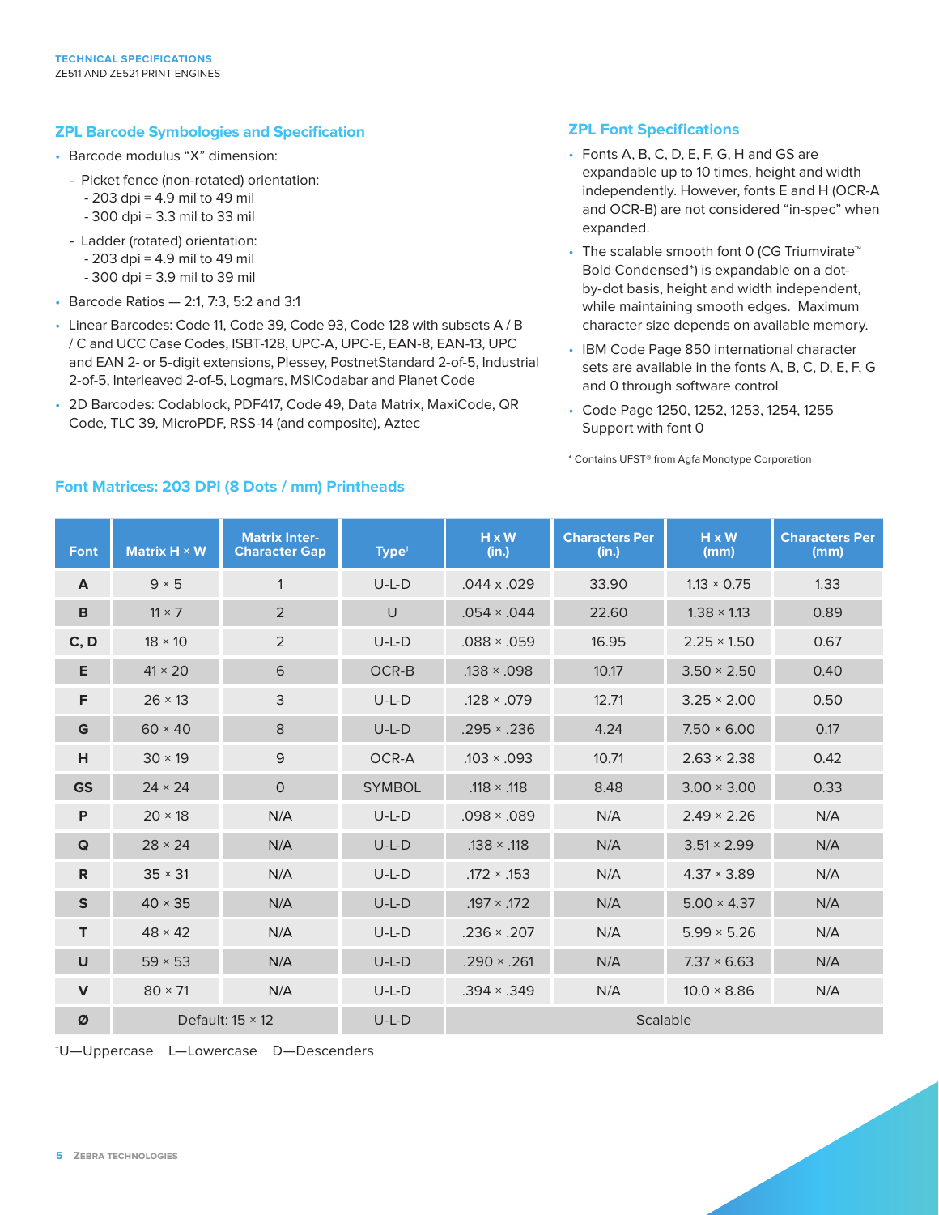## ZPL Barcode Symbologies and Specification

- Barcode modulus "X" dimension:
  - Picket fence (non-rotated) orientation:
    - 203 dpi = 4.9 mil to 49 mil
    - 300 dpi = 3.3 mil to 33 mil
  - Ladder (rotated) orientation:
    - 203 dpi = 4.9 mil to 49 mil
    - 300 dpi = 3.9 mil to 39 mil
- Barcode Ratios — 2:1, 7:3, 5:2 and 3:1
- Linear Barcodes: Code 11, Code 39, Code 93, Code 128 with subsets A / B / C and UCC Case Codes, ISBT-128, UPC-A, UPC-E, EAN-8, EAN-13, UPC and EAN 2- or 5-digit extensions, Plessey, PostnetStandard 2-of-5, Industrial 2-of-5, Interleaved 2-of-5, Logmars, MSICodabar and Planet Code
- 2D Barcodes: Codablock, PDF417, Code 49, Data Matrix, MaxiCode, QR Code, TLC 39, MicroPDF, RSS-14 (and composite), Aztec

## ZPL Font Specifications

- Fonts A, B, C, D, E, F, G, H and GS are expandable up to 10 times, height and width independently. However, fonts E and H (OCR-A and OCR-B) are not considered "in-spec" when expanded.
- The scalable smooth font 0 (CG Triumvirate™ Bold Condensed*) is expandable on a dot-by-dot basis, height and width independent, while maintaining smooth edges. Maximum character size depends on available memory.
- IBM Code Page 850 international character sets are available in the fonts A, B, C, D, E, F, G and 0 through software control
- Code Page 1250, 1252, 1253, 1254, 1255 Support with font 0

\* Contains UFST® from Agfa Monotype Corporation

## Font Matrices: 203 DPI (8 Dots / mm) Printheads

| Font | Matrix H × W | Matrix Inter-Character Gap | Type† | H x W (in.) | Characters Per (in.) | H x W (mm) | Characters Per (mm) |
|---|---|---|---|---|---|---|---|
| A | 9 × 5 | 1 | U-L-D | .044 x .029 | 33.90 | 1.13 × 0.75 | 1.33 |
| B | 11 × 7 | 2 | U | .054 × .044 | 22.60 | 1.38 × 1.13 | 0.89 |
| C, D | 18 × 10 | 2 | U-L-D | .088 × .059 | 16.95 | 2.25 × 1.50 | 0.67 |
| E | 41 × 20 | 6 | OCR-B | .138 × .098 | 10.17 | 3.50 × 2.50 | 0.40 |
| F | 26 × 13 | 3 | U-L-D | .128 × .079 | 12.71 | 3.25 × 2.00 | 0.50 |
| G | 60 × 40 | 8 | U-L-D | .295 × .236 | 4.24 | 7.50 × 6.00 | 0.17 |
| H | 30 × 19 | 9 | OCR-A | .103 × .093 | 10.71 | 2.63 × 2.38 | 0.42 |
| GS | 24 × 24 | 0 | SYMBOL | .118 × .118 | 8.48 | 3.00 × 3.00 | 0.33 |
| P | 20 × 18 | N/A | U-L-D | .098 × .089 | N/A | 2.49 × 2.26 | N/A |
| Q | 28 × 24 | N/A | U-L-D | .138 × .118 | N/A | 3.51 × 2.99 | N/A |
| R | 35 × 31 | N/A | U-L-D | .172 × .153 | N/A | 4.37 × 3.89 | N/A |
| S | 40 × 35 | N/A | U-L-D | .197 × .172 | N/A | 5.00 × 4.37 | N/A |
| T | 48 × 42 | N/A | U-L-D | .236 × .207 | N/A | 5.99 × 5.26 | N/A |
| U | 59 × 53 | N/A | U-L-D | .290 × .261 | N/A | 7.37 × 6.63 | N/A |
| V | 80 × 71 | N/A | U-L-D | .394 × .349 | N/A | 10.0 × 8.86 | N/A |
| Ø | Default: 15 × 12 | | U-L-D | Scalable | | | |

†U—Uppercase L—Lowercase D—Descenders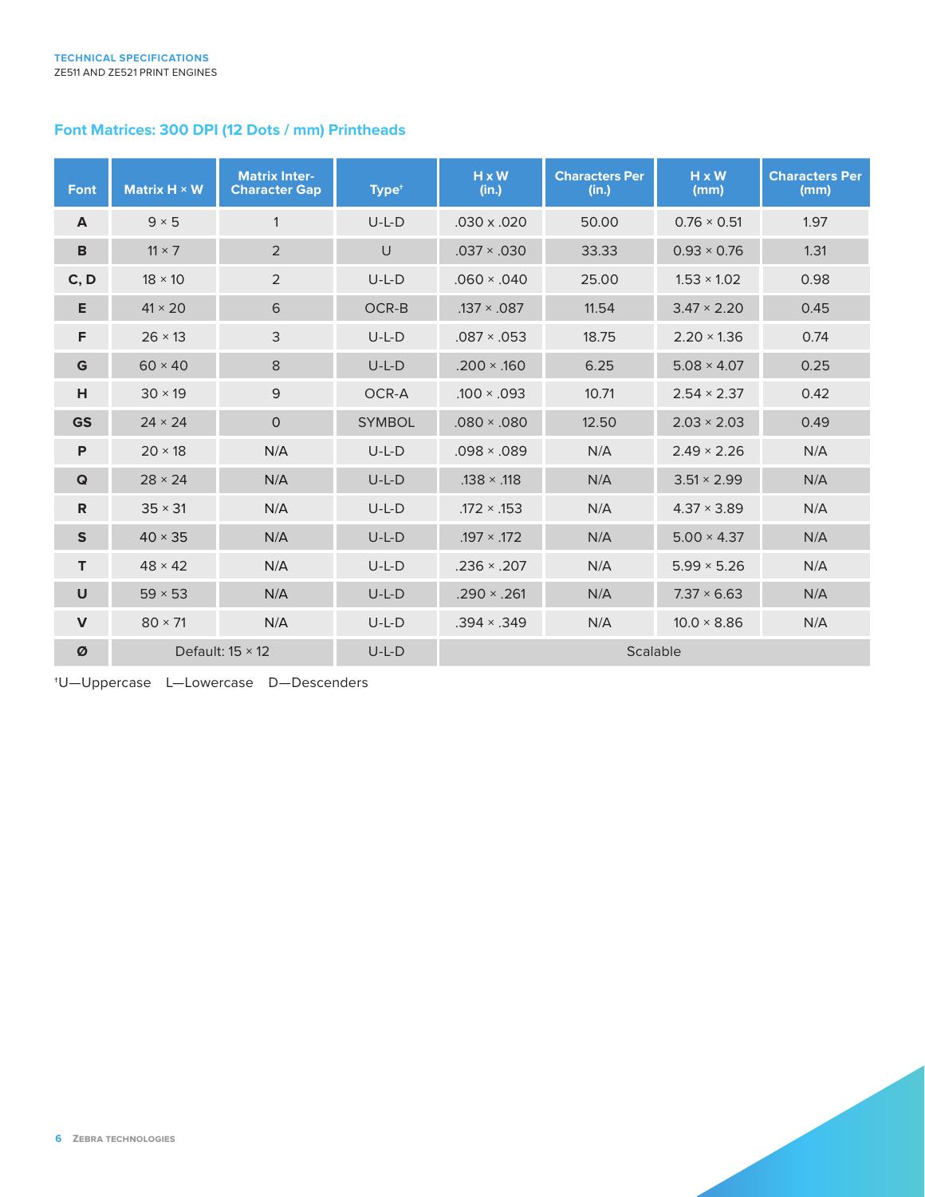## Font Matrices: 300 DPI (12 Dots / mm) Printheads

| Font | Matrix H × W | Matrix Inter-Character Gap | Type† | H x W (in.) | Characters Per (in.) | H x W (mm) | Characters Per (mm) |
|---|---|---|---|---|---|---|---|
| **A** | 9 × 5 | 1 | U-L-D | .030 x .020 | 50.00 | 0.76 × 0.51 | 1.97 |
| **B** | 11 × 7 | 2 | U | .037 × .030 | 33.33 | 0.93 × 0.76 | 1.31 |
| **C, D** | 18 × 10 | 2 | U-L-D | .060 × .040 | 25.00 | 1.53 × 1.02 | 0.98 |
| **E** | 41 × 20 | 6 | OCR-B | .137 × .087 | 11.54 | 3.47 × 2.20 | 0.45 |
| **F** | 26 × 13 | 3 | U-L-D | .087 × .053 | 18.75 | 2.20 × 1.36 | 0.74 |
| **G** | 60 × 40 | 8 | U-L-D | .200 × .160 | 6.25 | 5.08 × 4.07 | 0.25 |
| **H** | 30 × 19 | 9 | OCR-A | .100 × .093 | 10.71 | 2.54 × 2.37 | 0.42 |
| **GS** | 24 × 24 | 0 | SYMBOL | .080 × .080 | 12.50 | 2.03 × 2.03 | 0.49 |
| **P** | 20 × 18 | N/A | U-L-D | .098 × .089 | N/A | 2.49 × 2.26 | N/A |
| **Q** | 28 × 24 | N/A | U-L-D | .138 × .118 | N/A | 3.51 × 2.99 | N/A |
| **R** | 35 × 31 | N/A | U-L-D | .172 × .153 | N/A | 4.37 × 3.89 | N/A |
| **S** | 40 × 35 | N/A | U-L-D | .197 × .172 | N/A | 5.00 × 4.37 | N/A |
| **T** | 48 × 42 | N/A | U-L-D | .236 × .207 | N/A | 5.99 × 5.26 | N/A |
| **U** | 59 × 53 | N/A | U-L-D | .290 × .261 | N/A | 7.37 × 6.63 | N/A |
| **V** | 80 × 71 | N/A | U-L-D | .394 × .349 | N/A | 10.0 × 8.86 | N/A |
| **Ø** | Default: 15 × 12 | | U-L-D | Scalable | | | |

†U—Uppercase L—Lowercase D—Descenders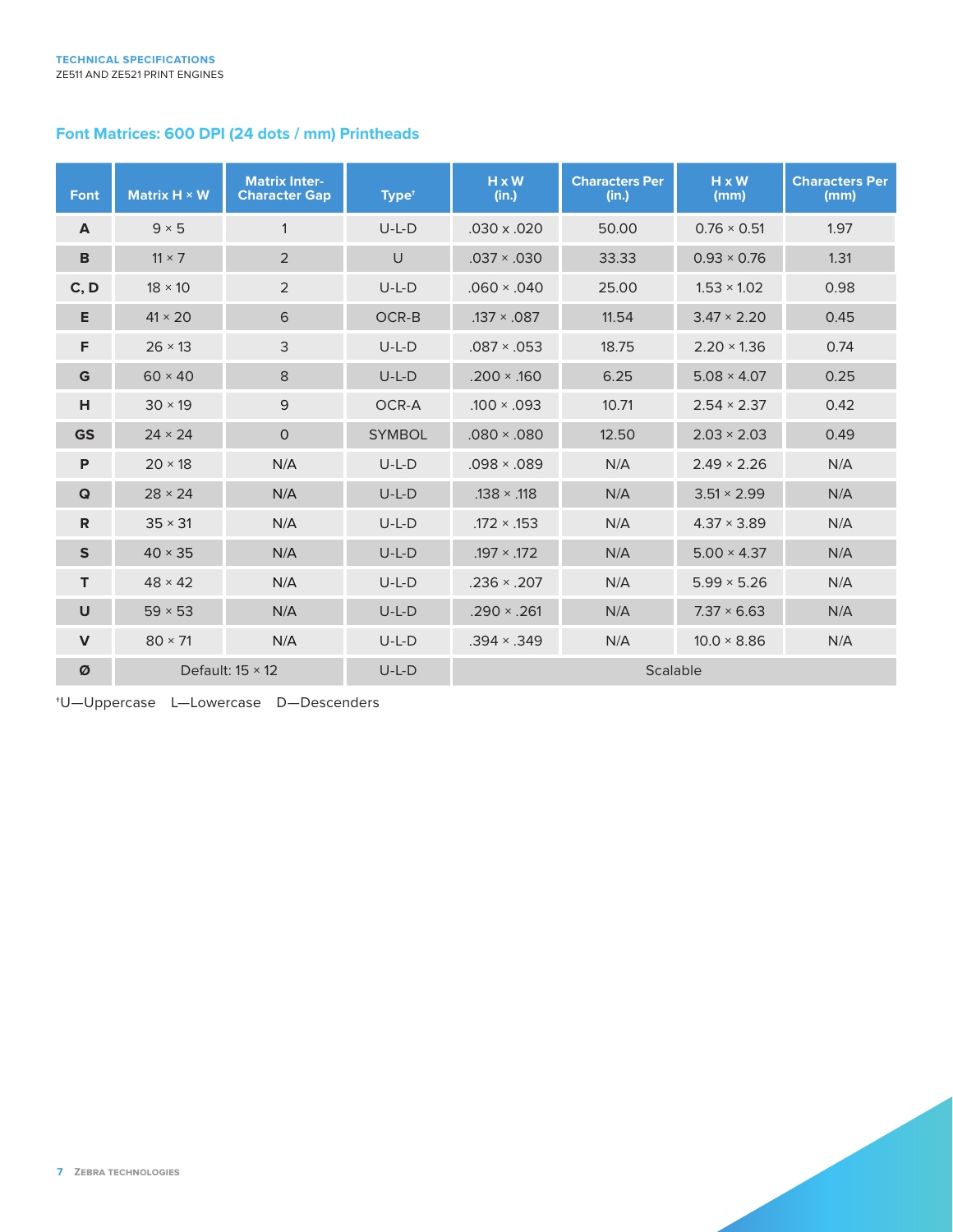## Font Matrices: 600 DPI (24 dots / mm) Printheads

| Font | Matrix H × W | Matrix Inter-Character Gap | Type† | H x W (in.) | Characters Per (in.) | H x W (mm) | Characters Per (mm) |
|---|---|---|---|---|---|---|---|
| **A** | 9 × 5 | 1 | U-L-D | .030 x .020 | 50.00 | 0.76 × 0.51 | 1.97 |
| **B** | 11 × 7 | 2 | U | .037 × .030 | 33.33 | 0.93 × 0.76 | 1.31 |
| **C, D** | 18 × 10 | 2 | U-L-D | .060 × .040 | 25.00 | 1.53 × 1.02 | 0.98 |
| **E** | 41 × 20 | 6 | OCR-B | .137 × .087 | 11.54 | 3.47 × 2.20 | 0.45 |
| **F** | 26 × 13 | 3 | U-L-D | .087 × .053 | 18.75 | 2.20 × 1.36 | 0.74 |
| **G** | 60 × 40 | 8 | U-L-D | .200 × .160 | 6.25 | 5.08 × 4.07 | 0.25 |
| **H** | 30 × 19 | 9 | OCR-A | .100 × .093 | 10.71 | 2.54 × 2.37 | 0.42 |
| **GS** | 24 × 24 | 0 | SYMBOL | .080 × .080 | 12.50 | 2.03 × 2.03 | 0.49 |
| **P** | 20 × 18 | N/A | U-L-D | .098 × .089 | N/A | 2.49 × 2.26 | N/A |
| **Q** | 28 × 24 | N/A | U-L-D | .138 × .118 | N/A | 3.51 × 2.99 | N/A |
| **R** | 35 × 31 | N/A | U-L-D | .172 × .153 | N/A | 4.37 × 3.89 | N/A |
| **S** | 40 × 35 | N/A | U-L-D | .197 × .172 | N/A | 5.00 × 4.37 | N/A |
| **T** | 48 × 42 | N/A | U-L-D | .236 × .207 | N/A | 5.99 × 5.26 | N/A |
| **U** | 59 × 53 | N/A | U-L-D | .290 × .261 | N/A | 7.37 × 6.63 | N/A |
| **V** | 80 × 71 | N/A | U-L-D | .394 × .349 | N/A | 10.0 × 8.86 | N/A |
| **Ø** | Default: 15 × 12 | | U-L-D | Scalable | | | |

†U—Uppercase L—Lowercase D—Descenders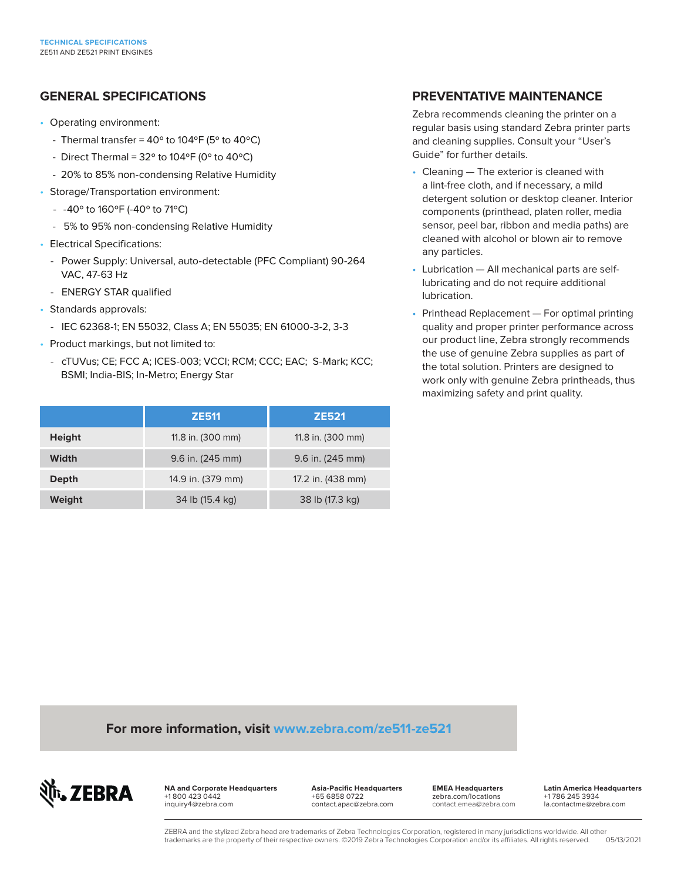## GENERAL SPECIFICATIONS

- Operating environment:
  - Thermal transfer = 40° to 104°F (5° to 40°C)
  - Direct Thermal = 32° to 104°F (0° to 40°C)
  - 20% to 85% non-condensing Relative Humidity
- Storage/Transportation environment:
  - -40° to 160°F (-40° to 71°C)
  - 5% to 95% non-condensing Relative Humidity
- Electrical Specifications:
  - Power Supply: Universal, auto-detectable (PFC Compliant) 90-264 VAC, 47-63 Hz
  - ENERGY STAR qualified
- Standards approvals:
  - IEC 62368-1; EN 55032, Class A; EN 55035; EN 61000-3-2, 3-3
- Product markings, but not limited to:
  - cTUVus; CE; FCC A; ICES-003; VCCI; RCM; CCC; EAC; S-Mark; KCC; BSMI; India-BIS; In-Metro; Energy Star

| | ZE511 | ZE521 |
|---|---|---|
| **Height** | 11.8 in. (300 mm) | 11.8 in. (300 mm) |
| **Width** | 9.6 in. (245 mm) | 9.6 in. (245 mm) |
| **Depth** | 14.9 in. (379 mm) | 17.2 in. (438 mm) |
| **Weight** | 34 lb (15.4 kg) | 38 lb (17.3 kg) |

## PREVENTATIVE MAINTENANCE

Zebra recommends cleaning the printer on a regular basis using standard Zebra printer parts and cleaning supplies. Consult your “User’s Guide” for further details.

- Cleaning — The exterior is cleaned with a lint-free cloth, and if necessary, a mild detergent solution or desktop cleaner. Interior components (printhead, platen roller, media sensor, peel bar, ribbon and media paths) are cleaned with alcohol or blown air to remove any particles.
- Lubrication — All mechanical parts are self-lubricating and do not require additional lubrication.
- Printhead Replacement — For optimal printing quality and proper printer performance across our product line, Zebra strongly recommends the use of genuine Zebra supplies as part of the total solution. Printers are designed to work only with genuine Zebra printheads, thus maximizing safety and print quality.

**For more information, visit www.zebra.com/ze511-ze521**

**NA and Corporate Headquarters**
+1 800 423 0442
inquiry4@zebra.com

**Asia-Pacific Headquarters**
+65 6858 0722
contact.apac@zebra.com

**EMEA Headquarters**
zebra.com/locations
contact.emea@zebra.com

**Latin America Headquarters**
+1 786 245 3934
la.contactme@zebra.com

ZEBRA and the stylized Zebra head are trademarks of Zebra Technologies Corporation, registered in many jurisdictions worldwide. All other trademarks are the property of their respective owners. ©2019 Zebra Technologies Corporation and/or its affiliates. All rights reserved. 05/13/2021